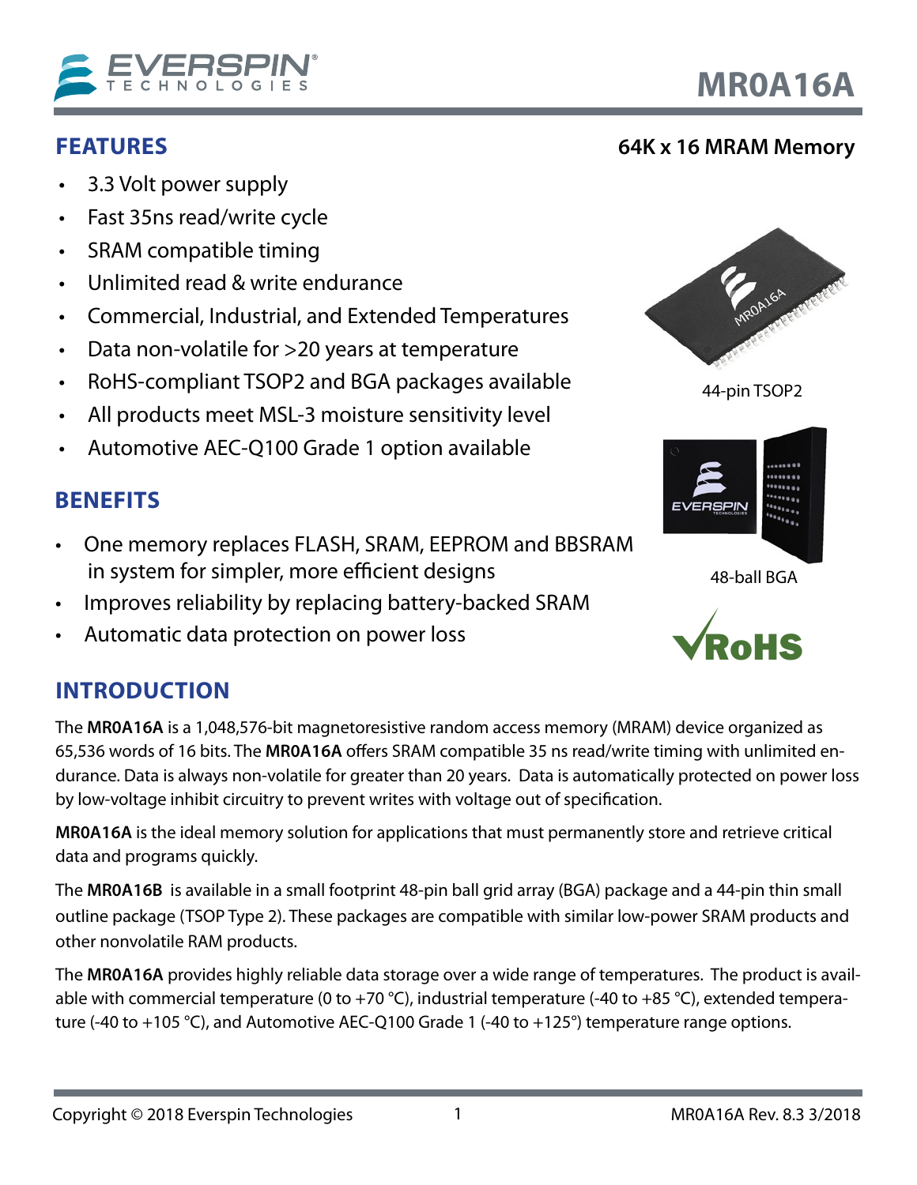# MR0A16A

## 64K x 16 MRAM Memory

## FEATURES

- 3.3 Volt power supply
- Fast 35ns read/write cycle
- SRAM compatible timing
- Unlimited read & write endurance
- Commercial, Industrial, and Extended Temperatures
- Data non-volatile for >20 years at temperature
- RoHS-compliant TSOP2 and BGA packages available
- All products meet MSL-3 moisture sensitivity level
- Automotive AEC-Q100 Grade 1 option available

44-pin TSOP2

48-ball BGA

RoHS

## BENEFITS

- One memory replaces FLASH, SRAM, EEPROM and BBSRAM in system for simpler, more efficient designs
- Improves reliability by replacing battery-backed SRAM
- Automatic data protection on power loss

## INTRODUCTION

The **MR0A16A** is a 1,048,576-bit magnetoresistive random access memory (MRAM) device organized as 65,536 words of 16 bits. The **MR0A16A** offers SRAM compatible 35 ns read/write timing with unlimited endurance. Data is always non-volatile for greater than 20 years. Data is automatically protected on power loss by low-voltage inhibit circuitry to prevent writes with voltage out of specification.

**MR0A16A** is the ideal memory solution for applications that must permanently store and retrieve critical data and programs quickly.

The **MR0A16B** is available in a small footprint 48-pin ball grid array (BGA) package and a 44-pin thin small outline package (TSOP Type 2). These packages are compatible with similar low-power SRAM products and other nonvolatile RAM products.

The **MR0A16A** provides highly reliable data storage over a wide range of temperatures. The product is available with commercial temperature (0 to +70 °C), industrial temperature (-40 to +85 °C), extended temperature (-40 to +105 °C), and Automotive AEC-Q100 Grade 1 (-40 to +125°) temperature range options.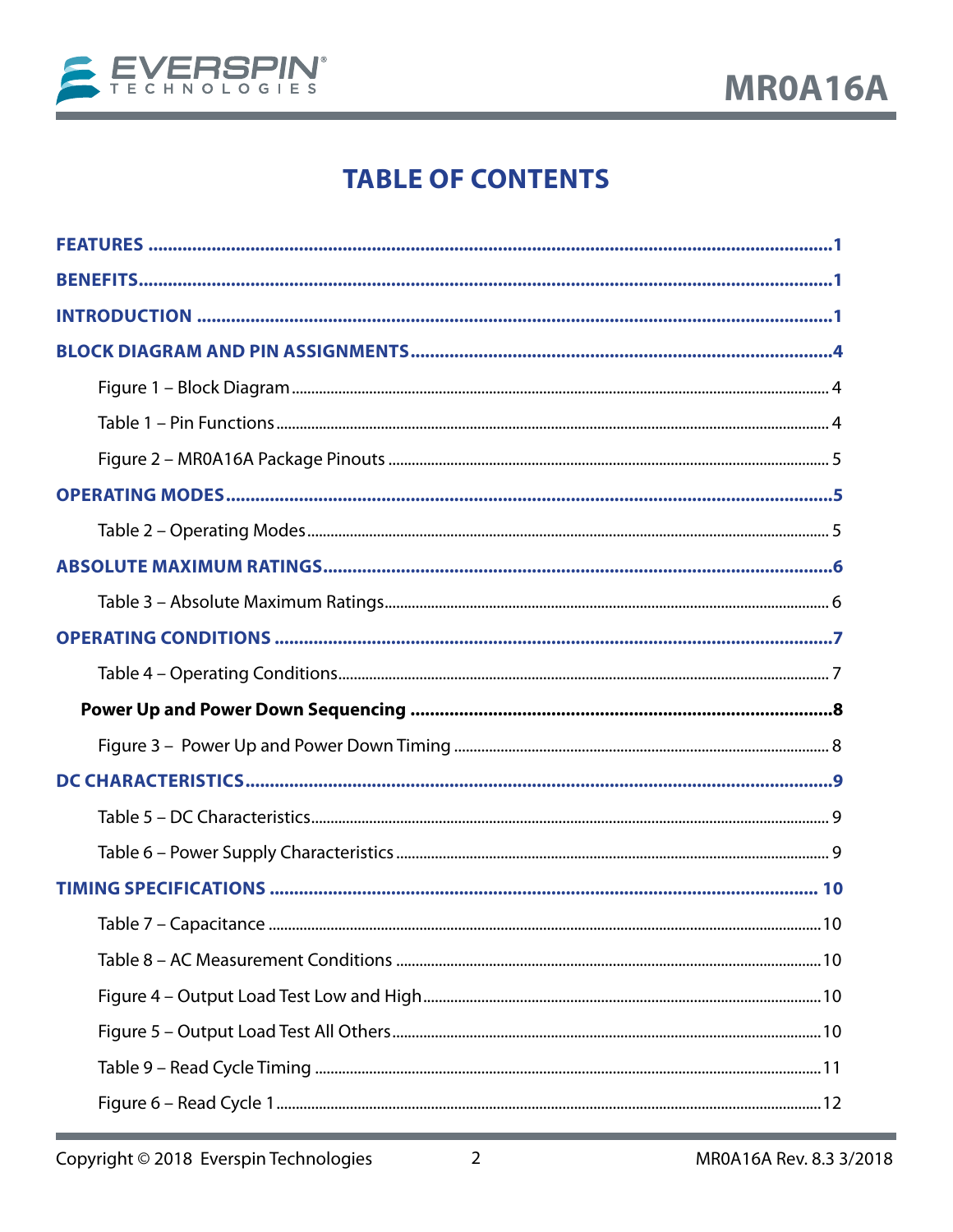# TABLE OF CONTENTS

**FEATURES** ....................................................................1

**BENEFITS**....................................................................1

**INTRODUCTION** ....................................................................1

**BLOCK DIAGRAM AND PIN ASSIGNMENTS**....................................................................4

Figure 1 – Block Diagram....................................................................4

Table 1 – Pin Functions....................................................................4

Figure 2 – MR0A16A Package Pinouts ....................................................................5

**OPERATING MODES**....................................................................5

Table 2 – Operating Modes....................................................................5

**ABSOLUTE MAXIMUM RATINGS**....................................................................6

Table 3 – Absolute Maximum Ratings....................................................................6

**OPERATING CONDITIONS** ....................................................................7

Table 4 – Operating Conditions....................................................................7

**Power Up and Power Down Sequencing** ....................................................................8

Figure 3 – Power Up and Power Down Timing ....................................................................8

**DC CHARACTERISTICS**....................................................................9

Table 5 – DC Characteristics....................................................................9

Table 6 – Power Supply Characteristics ....................................................................9

**TIMING SPECIFICATIONS** .................................................................... 10

Table 7 – Capacitance ....................................................................10

Table 8 – AC Measurement Conditions ....................................................................10

Figure 4 – Output Load Test Low and High....................................................................10

Figure 5 – Output Load Test All Others....................................................................10

Table 9 – Read Cycle Timing ....................................................................11

Figure 6 – Read Cycle 1....................................................................12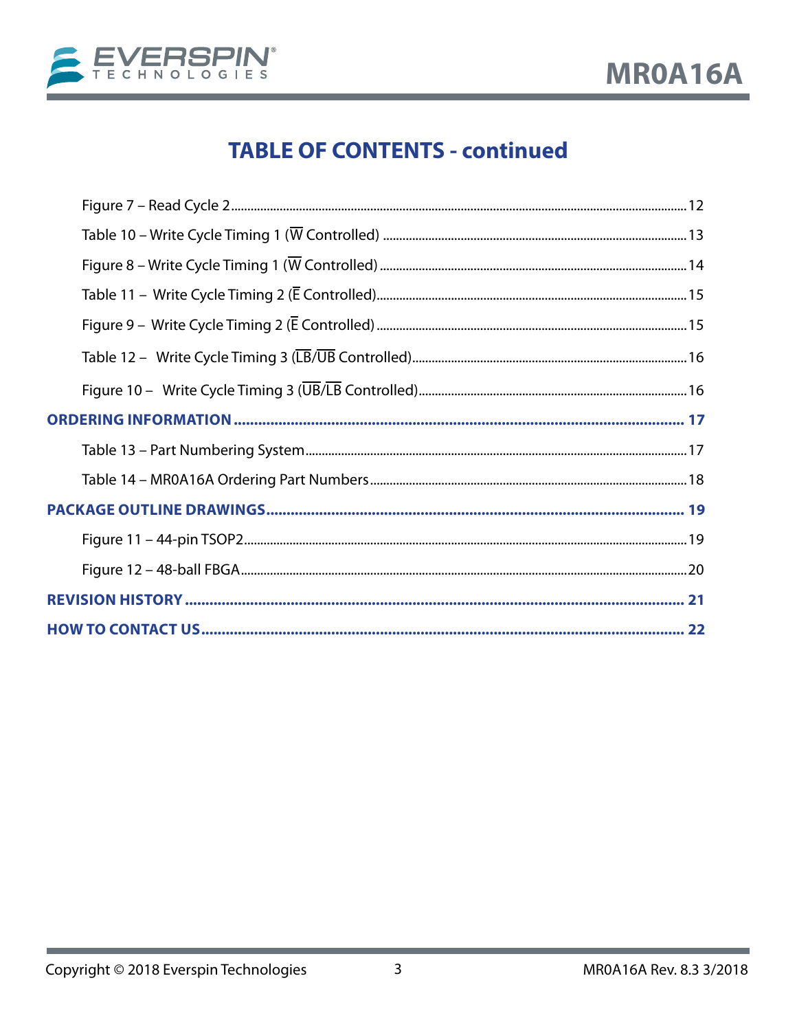# TABLE OF CONTENTS - continued

Figure 7 – Read Cycle 2 ........ 12

Table 10 – Write Cycle Timing 1 ($\overline{W}$ Controlled) ........ 13

Figure 8 – Write Cycle Timing 1 ($\overline{W}$ Controlled) ........ 14

Table 11 – Write Cycle Timing 2 ($\overline{E}$ Controlled) ........ 15

Figure 9 – Write Cycle Timing 2 ($\overline{E}$ Controlled) ........ 15

Table 12 – Write Cycle Timing 3 ($\overline{LB}$/$\overline{UB}$ Controlled) ........ 16

Figure 10 – Write Cycle Timing 3 ($\overline{UB}$/$\overline{LB}$ Controlled) ........ 16

**ORDERING INFORMATION ........ 17**

Table 13 – Part Numbering System ........ 17

Table 14 – MR0A16A Ordering Part Numbers ........ 18

**PACKAGE OUTLINE DRAWINGS ........ 19**

Figure 11 – 44-pin TSOP2 ........ 19

Figure 12 – 48-ball FBGA ........ 20

**REVISION HISTORY ........ 21**

**HOW TO CONTACT US ........ 22**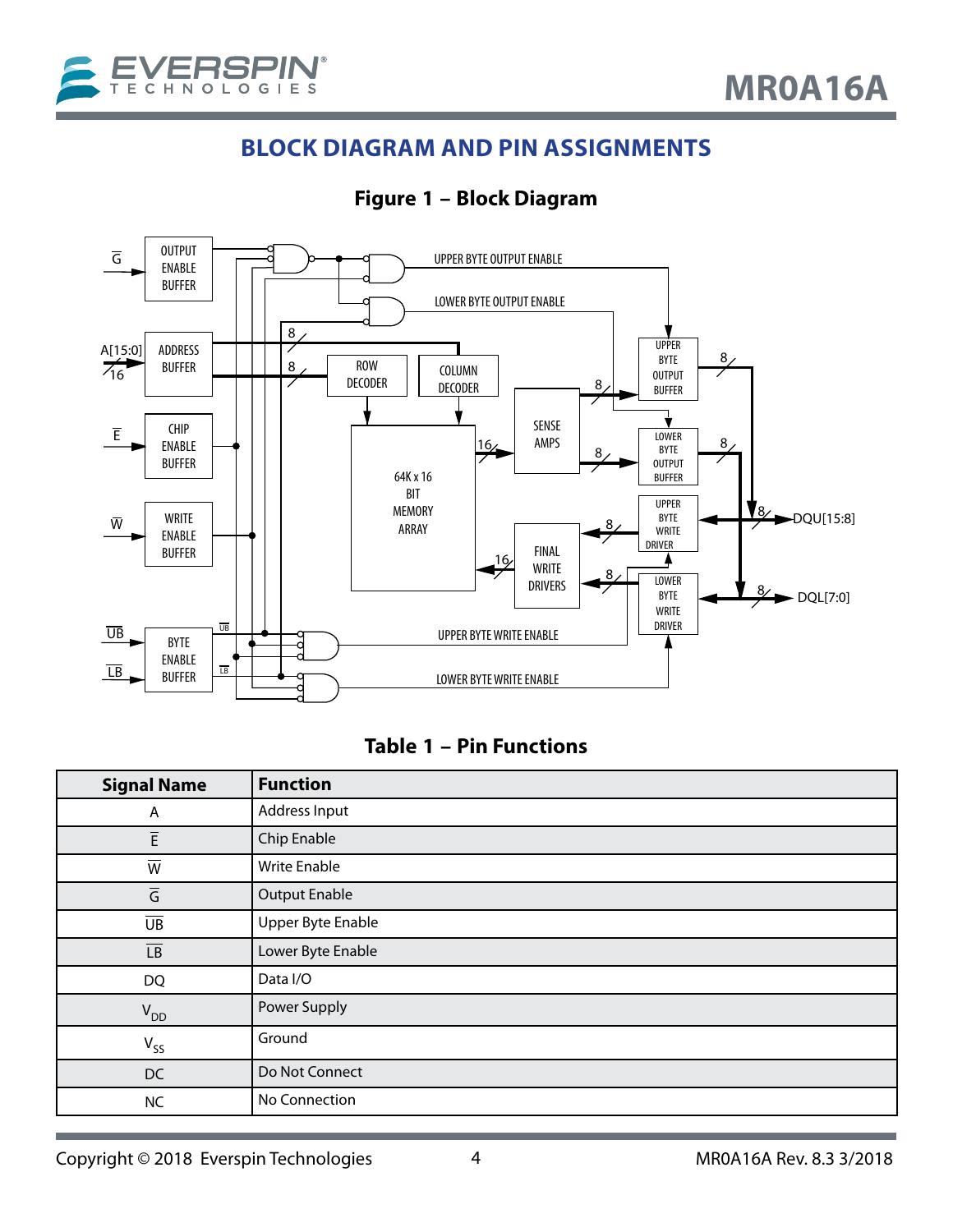## BLOCK DIAGRAM AND PIN ASSIGNMENTS

**Figure 1 – Block Diagram**

**Table 1 – Pin Functions**

| Signal Name | Function |
|---|---|
| A | Address Input |
| $\overline{E}$ | Chip Enable |
| $\overline{W}$ | Write Enable |
| $\overline{G}$ | Output Enable |
| $\overline{UB}$ | Upper Byte Enable |
| $\overline{LB}$ | Lower Byte Enable |
| DQ | Data I/O |
| $V_{DD}$ | Power Supply |
| $V_{SS}$ | Ground |
| DC | Do Not Connect |
| NC | No Connection |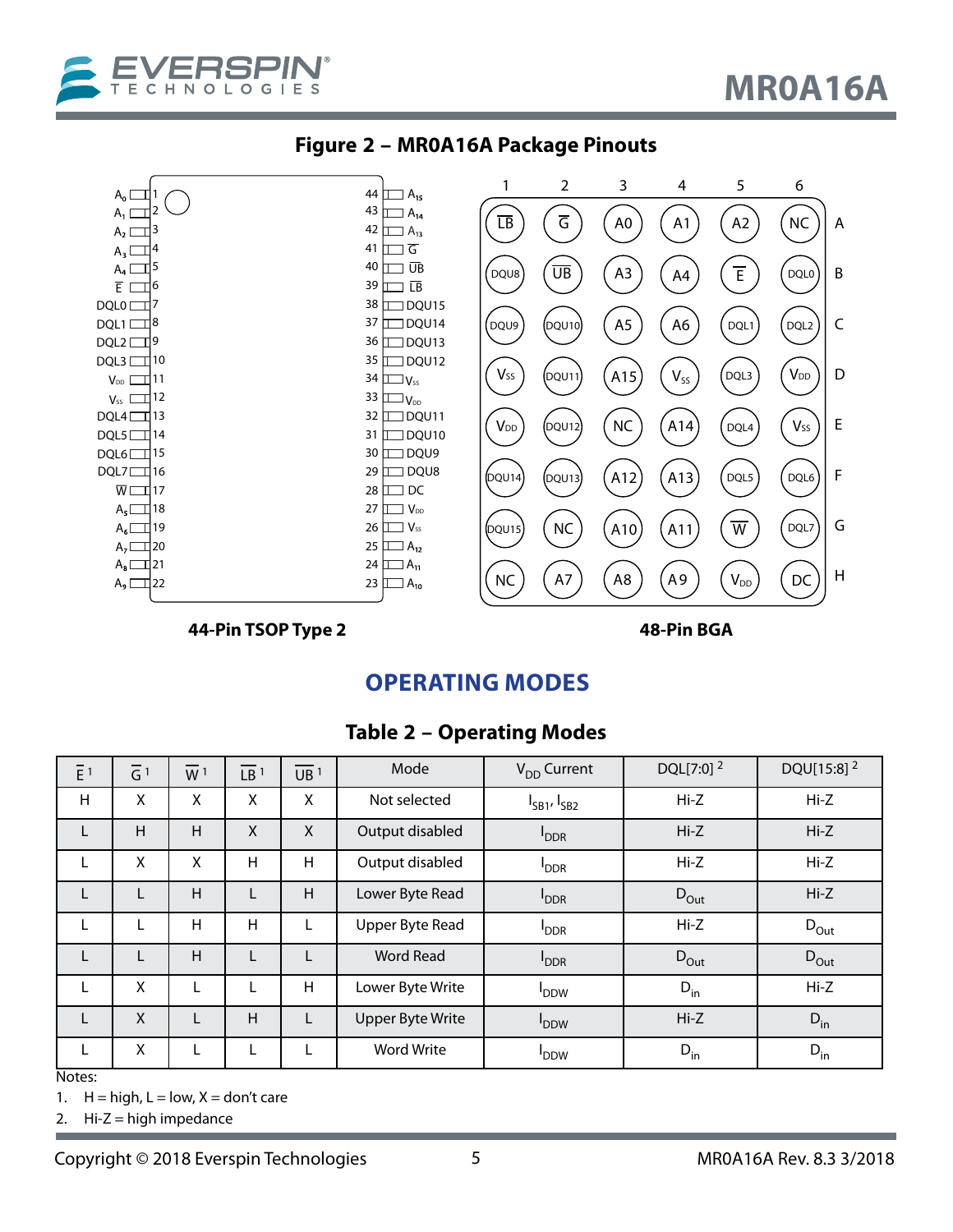## Figure 2 – MR0A16A Package Pinouts

**44-Pin TSOP Type 2**

| Pin | Signal | Pin | Signal |
|---|---|---|---|
| 1 | $A_0$ | 44 | $A_{15}$ |
| 2 | $A_1$ | 43 | $A_{14}$ |
| 3 | $A_2$ | 42 | $A_{13}$ |
| 4 | $A_3$ | 41 | $\overline{G}$ |
| 5 | $A_4$ | 40 | $\overline{UB}$ |
| 6 | $\overline{E}$ | 39 | $\overline{LB}$ |
| 7 | DQL0 | 38 | DQU15 |
| 8 | DQL1 | 37 | DQU14 |
| 9 | DQL2 | 36 | DQU13 |
| 10 | DQL3 | 35 | DQU12 |
| 11 | $V_{DD}$ | 34 | $V_{SS}$ |
| 12 | $V_{SS}$ | 33 | $V_{DD}$ |
| 13 | DQL4 | 32 | DQU11 |
| 14 | DQL5 | 31 | DQU10 |
| 15 | DQL6 | 30 | DQU9 |
| 16 | DQL7 | 29 | DQU8 |
| 17 | $\overline{W}$ | 28 | DC |
| 18 | $A_5$ | 27 | $V_{DD}$ |
| 19 | $A_6$ | 26 | $V_{SS}$ |
| 20 | $A_7$ | 25 | $A_{12}$ |
| 21 | $A_8$ | 24 | $A_{11}$ |
| 22 | $A_9$ | 23 | $A_{10}$ |

**48-Pin BGA**

| | 1 | 2 | 3 | 4 | 5 | 6 |
|---|---|---|---|---|---|---|
| A | $\overline{LB}$ | $\overline{G}$ | A0 | A1 | A2 | NC |
| B | DQU8 | $\overline{UB}$ | A3 | A4 | $\overline{E}$ | DQL0 |
| C | DQU9 | DQU10 | A5 | A6 | DQL1 | DQL2 |
| D | $V_{SS}$ | DQU11 | A15 | $V_{SS}$ | DQL3 | $V_{DD}$ |
| E | $V_{DD}$ | DQU12 | NC | A14 | DQL4 | $V_{SS}$ |
| F | DQU14 | DQU13 | A12 | A13 | DQL5 | DQL6 |
| G | DQU15 | NC | A10 | A11 | $\overline{W}$ | DQL7 |
| H | NC | A7 | A8 | A9 | $V_{DD}$ | DC |

# OPERATING MODES

## Table 2 – Operating Modes

| $\overline{E}$ [1] | $\overline{G}$ [1] | $\overline{W}$ [1] | $\overline{LB}$ [1] | $\overline{UB}$ [1] | Mode | $V_{DD}$ Current | DQL[7:0] [2] | DQU[15:8] [2] |
|---|---|---|---|---|---|---|---|---|
| H | X | X | X | X | Not selected | $I_{SB1}$, $I_{SB2}$ | Hi-Z | Hi-Z |
| L | H | H | X | X | Output disabled | $I_{DDR}$ | Hi-Z | Hi-Z |
| L | X | X | H | H | Output disabled | $I_{DDR}$ | Hi-Z | Hi-Z |
| L | L | H | L | H | Lower Byte Read | $I_{DDR}$ | $D_{Out}$ | Hi-Z |
| L | L | H | H | L | Upper Byte Read | $I_{DDR}$ | Hi-Z | $D_{Out}$ |
| L | L | H | L | L | Word Read | $I_{DDR}$ | $D_{Out}$ | $D_{Out}$ |
| L | X | L | L | H | Lower Byte Write | $I_{DDW}$ | $D_{in}$ | Hi-Z |
| L | X | L | H | L | Upper Byte Write | $I_{DDW}$ | Hi-Z | $D_{in}$ |
| L | X | L | L | L | Word Write | $I_{DDW}$ | $D_{in}$ | $D_{in}$ |

Notes:

1. H = high, L = low, X = don't care
2. Hi-Z = high impedance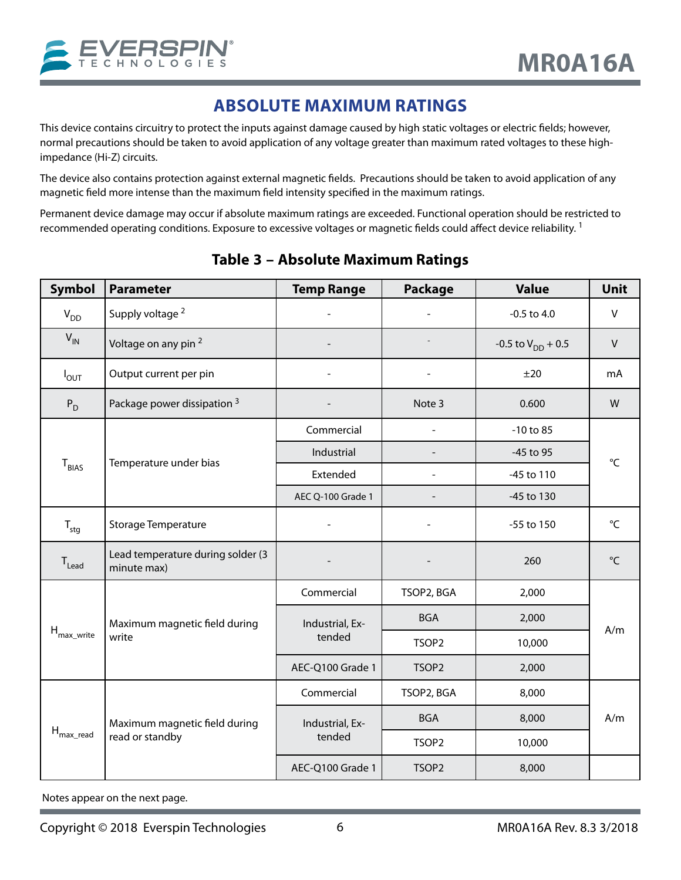## ABSOLUTE MAXIMUM RATINGS

This device contains circuitry to protect the inputs against damage caused by high static voltages or electric fields; however, normal precautions should be taken to avoid application of any voltage greater than maximum rated voltages to these high-impedance (Hi-Z) circuits.

The device also contains protection against external magnetic fields. Precautions should be taken to avoid application of any magnetic field more intense than the maximum field intensity specified in the maximum ratings.

Permanent device damage may occur if absolute maximum ratings are exceeded. Functional operation should be restricted to recommended operating conditions. Exposure to excessive voltages or magnetic fields could affect device reliability. [1]

### Table 3 – Absolute Maximum Ratings

| Symbol | Parameter | Temp Range | Package | Value | Unit |
|---|---|---|---|---|---|
| $V_{DD}$ | Supply voltage [2] | - | - | -0.5 to 4.0 | V |
| $V_{IN}$ | Voltage on any pin [2] | - | - | -0.5 to $V_{DD}$ + 0.5 | V |
| $I_{OUT}$ | Output current per pin | - | - | ±20 | mA |
| $P_D$ | Package power dissipation [3] | - | Note 3 | 0.600 | W |
| $T_{BIAS}$ | Temperature under bias | Commercial | - | -10 to 85 | °C |
| | | Industrial | - | -45 to 95 | |
| | | Extended | - | -45 to 110 | |
| | | AEC Q-100 Grade 1 | - | -45 to 130 | |
| $T_{stg}$ | Storage Temperature | - | - | -55 to 150 | °C |
| $T_{Lead}$ | Lead temperature during solder (3 minute max) | - | - | 260 | °C |
| $H_{max\_write}$ | Maximum magnetic field during write | Commercial | TSOP2, BGA | 2,000 | A/m |
| | | Industrial, Extended | BGA | 2,000 | |
| | | | TSOP2 | 10,000 | |
| | | AEC-Q100 Grade 1 | TSOP2 | 2,000 | |
| $H_{max\_read}$ | Maximum magnetic field during read or standby | Commercial | TSOP2, BGA | 8,000 | A/m |
| | | Industrial, Extended | BGA | 8,000 | |
| | | | TSOP2 | 10,000 | |
| | | AEC-Q100 Grade 1 | TSOP2 | 8,000 | |

Notes appear on the next page.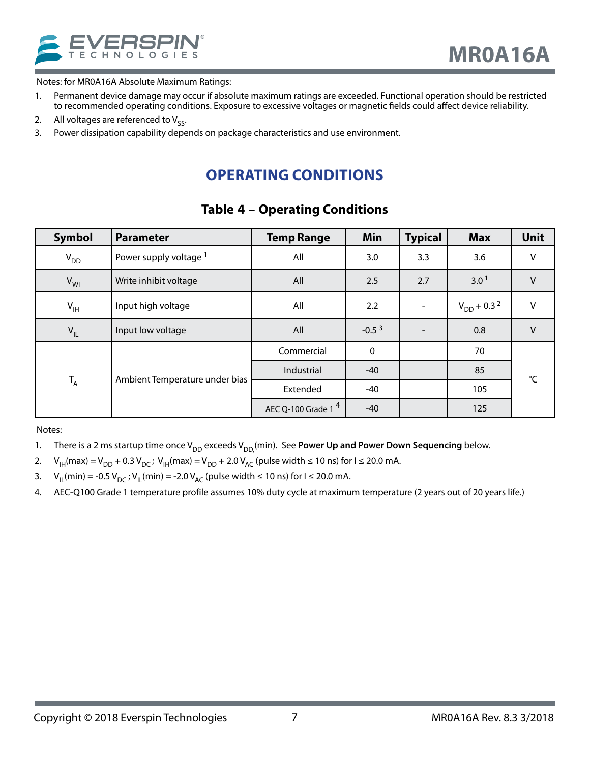Notes: for MR0A16A Absolute Maximum Ratings:

1. Permanent device damage may occur if absolute maximum ratings are exceeded. Functional operation should be restricted to recommended operating conditions. Exposure to excessive voltages or magnetic fields could affect device reliability.
2. All voltages are referenced to $V_{SS}$.
3. Power dissipation capability depends on package characteristics and use environment.

## OPERATING CONDITIONS

### Table 4 – Operating Conditions

| Symbol | Parameter | Temp Range | Min | Typical | Max | Unit |
|---|---|---|---|---|---|---|
| $V_{DD}$ | Power supply voltage [1] | All | 3.0 | 3.3 | 3.6 | V |
| $V_{WI}$ | Write inhibit voltage | All | 2.5 | 2.7 | 3.0 [1] | V |
| $V_{IH}$ | Input high voltage | All | 2.2 | - | $V_{DD}$ + 0.3 [2] | V |
| $V_{IL}$ | Input low voltage | All | -0.5 [3] | - | 0.8 | V |
| $T_A$ | Ambient Temperature under bias | Commercial | 0 | | 70 | °C |
| | | Industrial | -40 | | 85 | |
| | | Extended | -40 | | 105 | |
| | | AEC Q-100 Grade 1 [4] | -40 | | 125 | |

Notes:

1. There is a 2 ms startup time once $V_{DD}$ exceeds $V_{DD}$(min). See **Power Up and Power Down Sequencing** below.
2. $V_{IH}$(max) = $V_{DD}$ + 0.3 $V_{DC}$ ; $V_{IH}$(max) = $V_{DD}$ + 2.0 $V_{AC}$ (pulse width ≤ 10 ns) for I ≤ 20.0 mA.
3. $V_{IL}$(min) = -0.5 $V_{DC}$ ; $V_{IL}$(min) = -2.0 $V_{AC}$ (pulse width ≤ 10 ns) for I ≤ 20.0 mA.
4. AEC-Q100 Grade 1 temperature profile assumes 10% duty cycle at maximum temperature (2 years out of 20 years life.)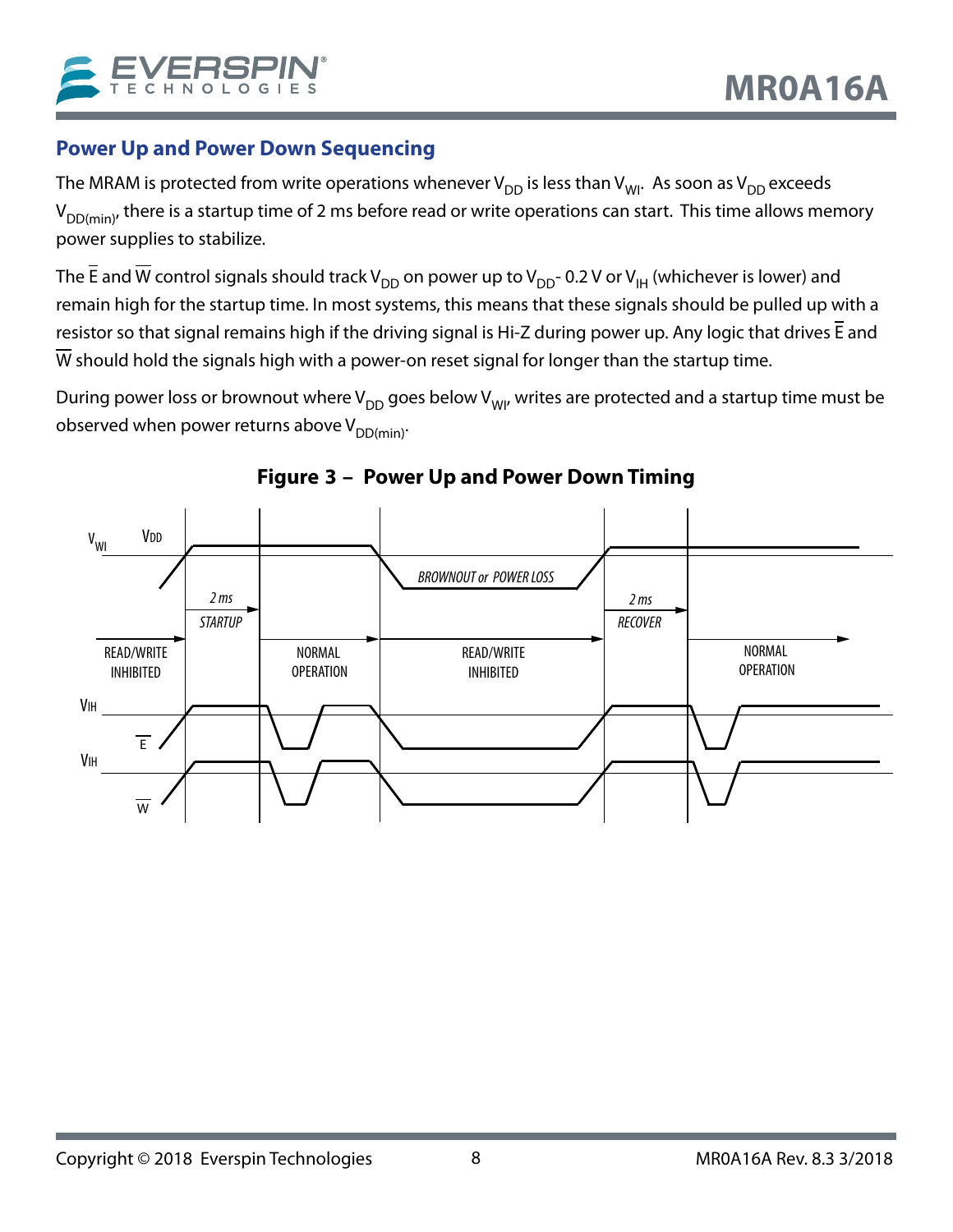## Power Up and Power Down Sequencing

The MRAM is protected from write operations whenever $V_{DD}$ is less than $V_{WI}$. As soon as $V_{DD}$ exceeds $V_{DD(min)}$, there is a startup time of 2 ms before read or write operations can start. This time allows memory power supplies to stabilize.

The $\overline{E}$ and $\overline{W}$ control signals should track $V_{DD}$ on power up to $V_{DD}$- 0.2 V or $V_{IH}$ (whichever is lower) and remain high for the startup time. In most systems, this means that these signals should be pulled up with a resistor so that signal remains high if the driving signal is Hi-Z during power up. Any logic that drives $\overline{E}$ and $\overline{W}$ should hold the signals high with a power-on reset signal for longer than the startup time.

During power loss or brownout where $V_{DD}$ goes below $V_{WI}$, writes are protected and a startup time must be observed when power returns above $V_{DD(min)}$.

**Figure 3 – Power Up and Power Down Timing**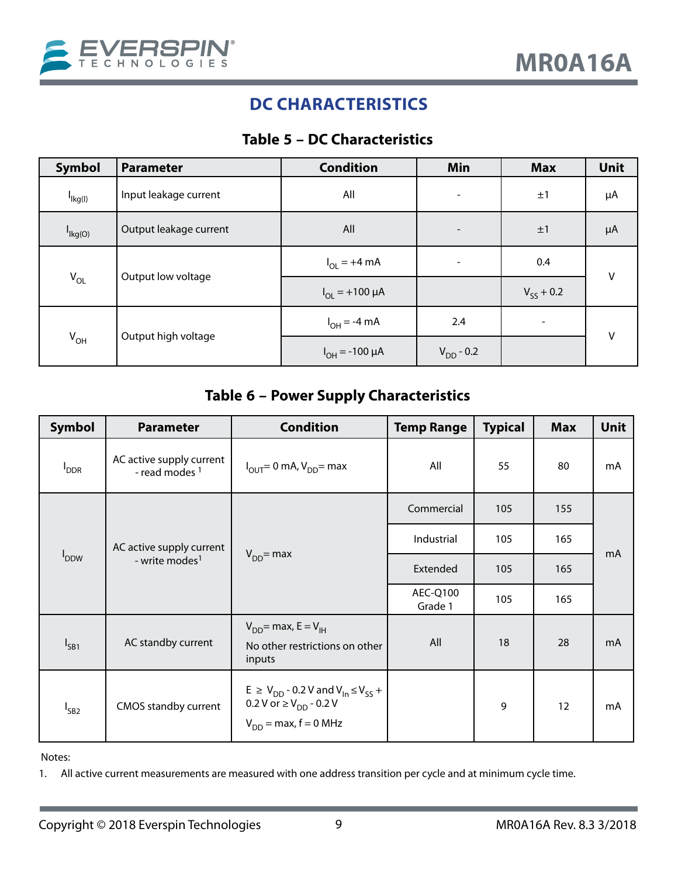## DC CHARACTERISTICS

### Table 5 – DC Characteristics

| Symbol | Parameter | Condition | Min | Max | Unit |
|---|---|---|---|---|---|
| $I_{lkg(I)}$ | Input leakage current | All | - | ±1 | µA |
| $I_{lkg(O)}$ | Output leakage current | All | - | ±1 | µA |
| $V_{OL}$ | Output low voltage | $I_{OL}$ = +4 mA | - | 0.4 | V |
| | | $I_{OL}$ = +100 µA | | $V_{SS}$ + 0.2 | |
| $V_{OH}$ | Output high voltage | $I_{OH}$ = -4 mA | 2.4 | - | V |
| | | $I_{OH}$ = -100 µA | $V_{DD}$ - 0.2 | | |

### Table 6 – Power Supply Characteristics

| Symbol | Parameter | Condition | Temp Range | Typical | Max | Unit |
|---|---|---|---|---|---|---|
| $I_{DDR}$ | AC active supply current - read modes [1] | $I_{OUT}$= 0 mA, $V_{DD}$= max | All | 55 | 80 | mA |
| $I_{DDW}$ | AC active supply current - write modes[1] | $V_{DD}$= max | Commercial | 105 | 155 | mA |
| | | | Industrial | 105 | 165 | |
| | | | Extended | 105 | 165 | |
| | | | AEC-Q100 Grade 1 | 105 | 165 | |
| $I_{SB1}$ | AC standby current | $V_{DD}$= max, E = $V_{IH}$<br>No other restrictions on other inputs | All | 18 | 28 | mA |
| $I_{SB2}$ | CMOS standby current | E ≥ $V_{DD}$ - 0.2 V and $V_{In}$ ≤ $V_{SS}$ + 0.2 V or ≥ $V_{DD}$ - 0.2 V<br>$V_{DD}$ = max, f = 0 MHz | | 9 | 12 | mA |

Notes:

1. All active current measurements are measured with one address transition per cycle and at minimum cycle time.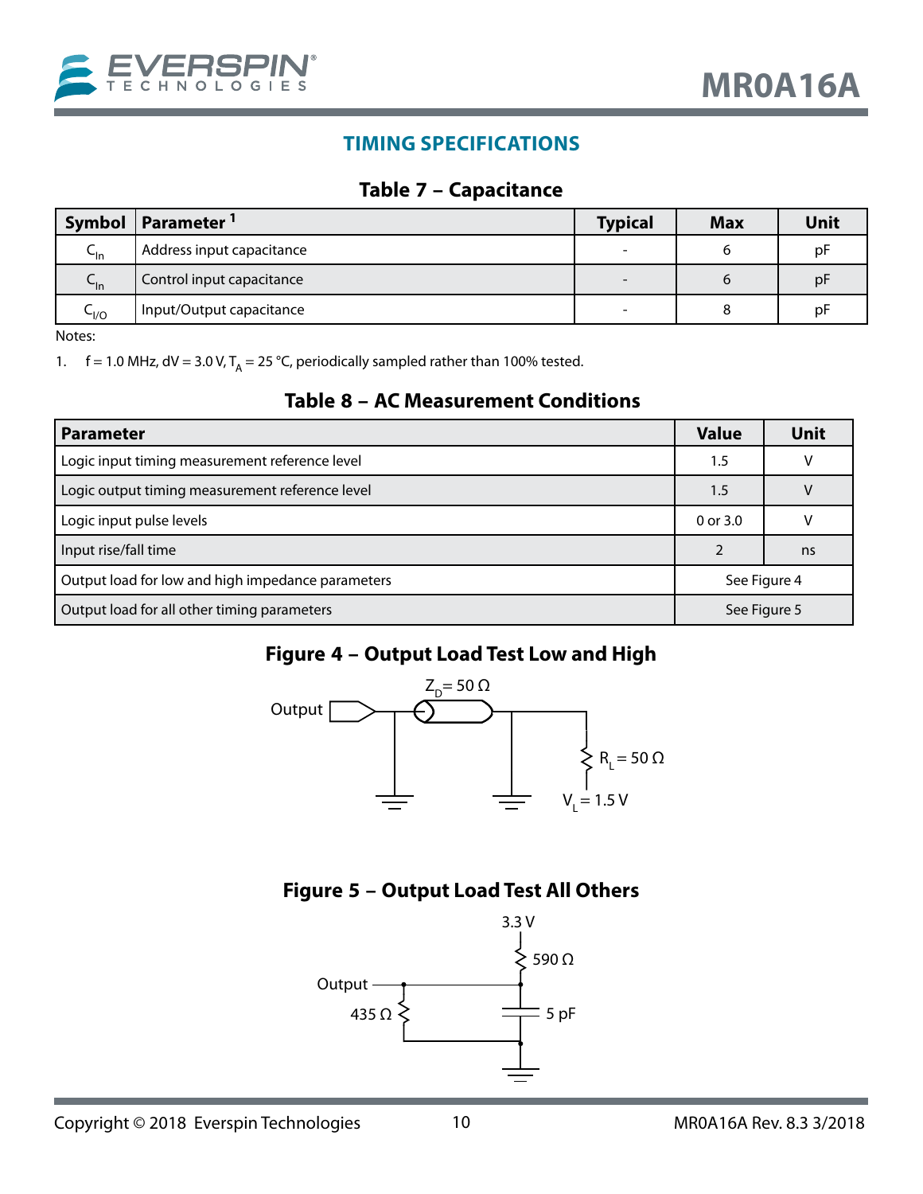## TIMING SPECIFICATIONS

### Table 7 – Capacitance

| Symbol | Parameter [1] | Typical | Max | Unit |
|---|---|---|---|---|
| $C_{In}$ | Address input capacitance | - | 6 | pF |
| $C_{In}$ | Control input capacitance | - | 6 | pF |
| $C_{I/O}$ | Input/Output capacitance | - | 8 | pF |

Notes:

1. f = 1.0 MHz, dV = 3.0 V, $T_A$ = 25 °C, periodically sampled rather than 100% tested.

### Table 8 – AC Measurement Conditions

| Parameter | Value | Unit |
|---|---|---|
| Logic input timing measurement reference level | 1.5 | V |
| Logic output timing measurement reference level | 1.5 | V |
| Logic input pulse levels | 0 or 3.0 | V |
| Input rise/fall time | 2 | ns |
| Output load for low and high impedance parameters | See Figure 4 | |
| Output load for all other timing parameters | See Figure 5 | |

### Figure 4 – Output Load Test Low and High

Output; $Z_D$ = 50 Ω; $R_L$ = 50 Ω; $V_L$ = 1.5 V

### Figure 5 – Output Load Test All Others

3.3 V; 590 Ω; Output; 435 Ω; 5 pF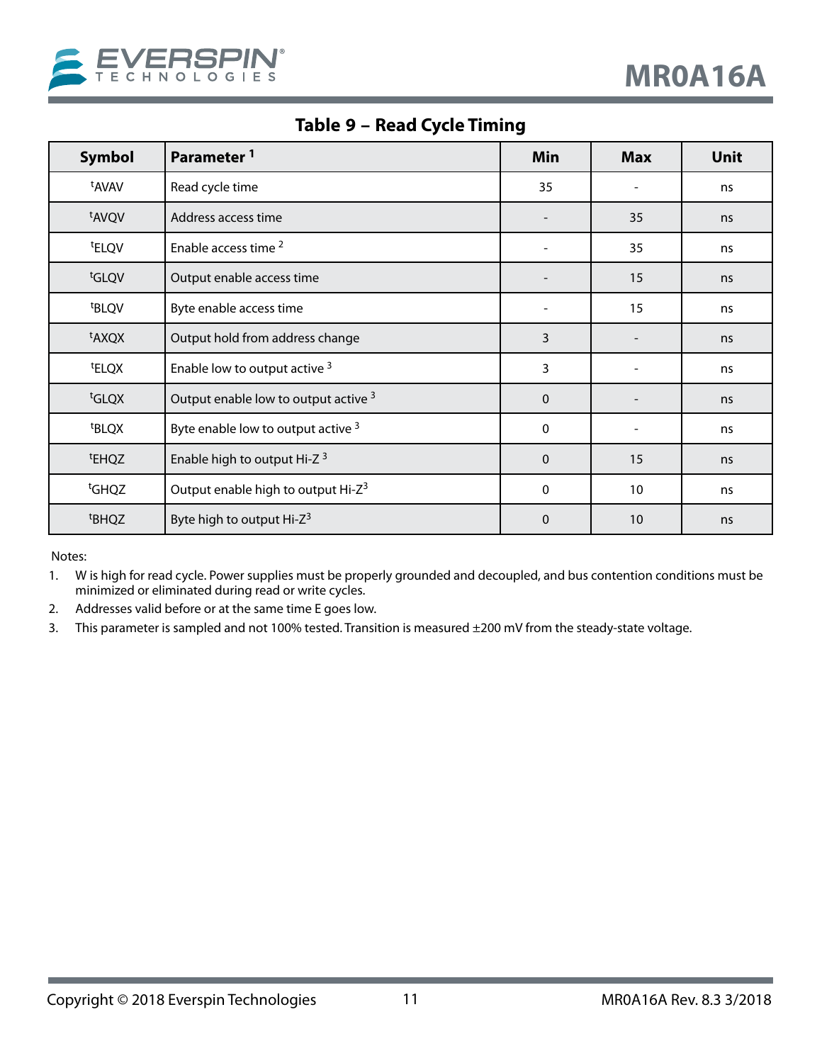## Table 9 – Read Cycle Timing

| Symbol | Parameter [1] | Min | Max | Unit |
|---|---|---|---|---|
| $^{t}$AVAV | Read cycle time | 35 | - | ns |
| $^{t}$AVQV | Address access time | - | 35 | ns |
| $^{t}$ELQV | Enable access time [2] | - | 35 | ns |
| $^{t}$GLQV | Output enable access time | - | 15 | ns |
| $^{t}$BLQV | Byte enable access time | - | 15 | ns |
| $^{t}$AXQX | Output hold from address change | 3 | - | ns |
| $^{t}$ELQX | Enable low to output active [3] | 3 | - | ns |
| $^{t}$GLQX | Output enable low to output active [3] | 0 | - | ns |
| $^{t}$BLQX | Byte enable low to output active [3] | 0 | - | ns |
| $^{t}$EHQZ | Enable high to output Hi-Z [3] | 0 | 15 | ns |
| $^{t}$GHQZ | Output enable high to output Hi-Z[3] | 0 | 10 | ns |
| $^{t}$BHQZ | Byte high to output Hi-Z[3] | 0 | 10 | ns |

Notes:

1. W is high for read cycle. Power supplies must be properly grounded and decoupled, and bus contention conditions must be minimized or eliminated during read or write cycles.
2. Addresses valid before or at the same time E goes low.
3. This parameter is sampled and not 100% tested. Transition is measured ±200 mV from the steady-state voltage.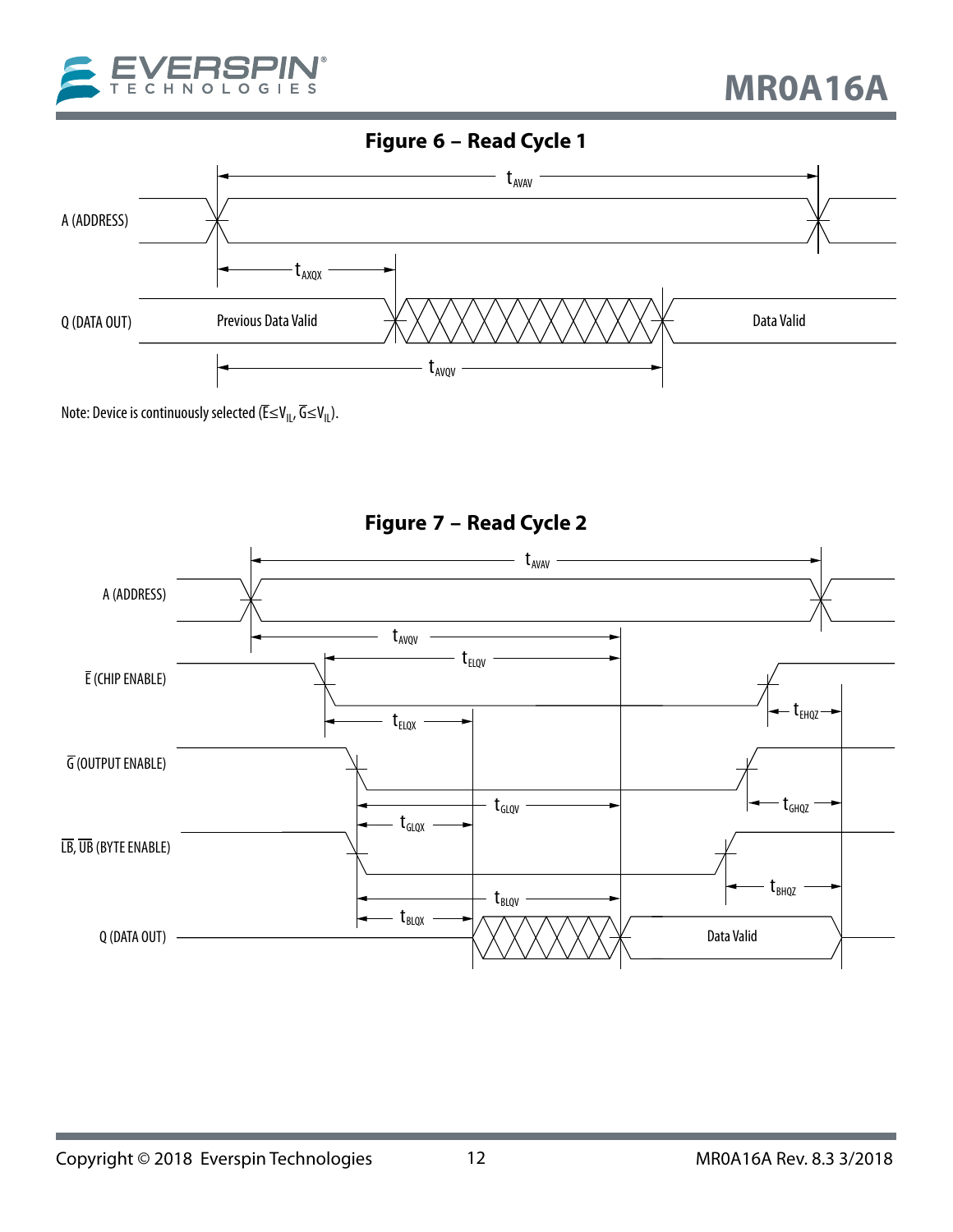## Figure 6 – Read Cycle 1

A (ADDRESS)

Q (DATA OUT)

$t_{AVAV}$

$t_{AXQX}$

Previous Data Valid

Data Valid

$t_{AVQV}$

Note: Device is continuously selected ($\overline{E}\leq V_{IL}$, $\overline{G}\leq V_{IL}$).

## Figure 7 – Read Cycle 2

A (ADDRESS)

$\overline{E}$ (CHIP ENABLE)

$\overline{G}$ (OUTPUT ENABLE)

$\overline{LB}$, $\overline{UB}$ (BYTE ENABLE)

Q (DATA OUT)

$t_{AVAV}$

$t_{AVQV}$

$t_{ELQV}$

$t_{ELQX}$

$t_{EHQZ}$

$t_{GLQV}$

$t_{GLQX}$

$t_{GHQZ}$

$t_{BLQV}$

$t_{BLQX}$

$t_{BHQZ}$

Data Valid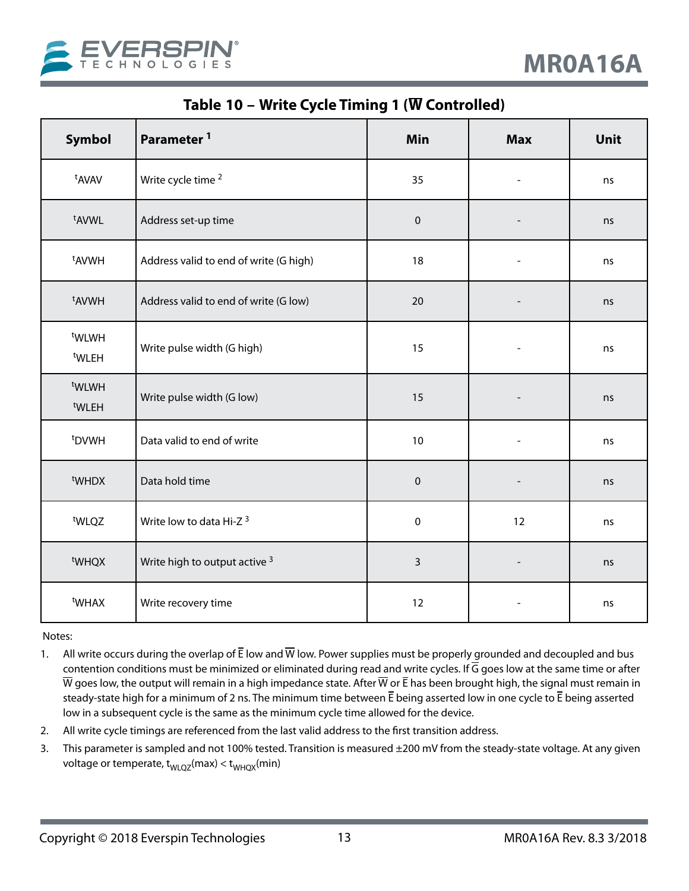## Table 10 – Write Cycle Timing 1 ($\overline{W}$ Controlled)

| Symbol | Parameter [1] | Min | Max | Unit |
|---|---|---|---|---|
| $t_{AVAV}$ | Write cycle time [2] | 35 | - | ns |
| $t_{AVWL}$ | Address set-up time | 0 | - | ns |
| $t_{AVWH}$ | Address valid to end of write (G high) | 18 | - | ns |
| $t_{AVWH}$ | Address valid to end of write (G low) | 20 | - | ns |
| $t_{WLWH}$ $t_{WLEH}$ | Write pulse width (G high) | 15 | - | ns |
| $t_{WLWH}$ $t_{WLEH}$ | Write pulse width (G low) | 15 | - | ns |
| $t_{DVWH}$ | Data valid to end of write | 10 | - | ns |
| $t_{WHDX}$ | Data hold time | 0 | - | ns |
| $t_{WLQZ}$ | Write low to data Hi-Z [3] | 0 | 12 | ns |
| $t_{WHQX}$ | Write high to output active [3] | 3 | - | ns |
| $t_{WHAX}$ | Write recovery time | 12 | - | ns |

Notes:

1. All write occurs during the overlap of $\overline{E}$ low and $\overline{W}$ low. Power supplies must be properly grounded and decoupled and bus contention conditions must be minimized or eliminated during read and write cycles. If $\overline{G}$ goes low at the same time or after $\overline{W}$ goes low, the output will remain in a high impedance state. After $\overline{W}$ or $\overline{E}$ has been brought high, the signal must remain in steady-state high for a minimum of 2 ns. The minimum time between $\overline{E}$ being asserted low in one cycle to $\overline{E}$ being asserted low in a subsequent cycle is the same as the minimum cycle time allowed for the device.
2. All write cycle timings are referenced from the last valid address to the first transition address.
3. This parameter is sampled and not 100% tested. Transition is measured ±200 mV from the steady-state voltage. At any given voltage or temperate, $t_{WLQZ}$(max) < $t_{WHQX}$(min)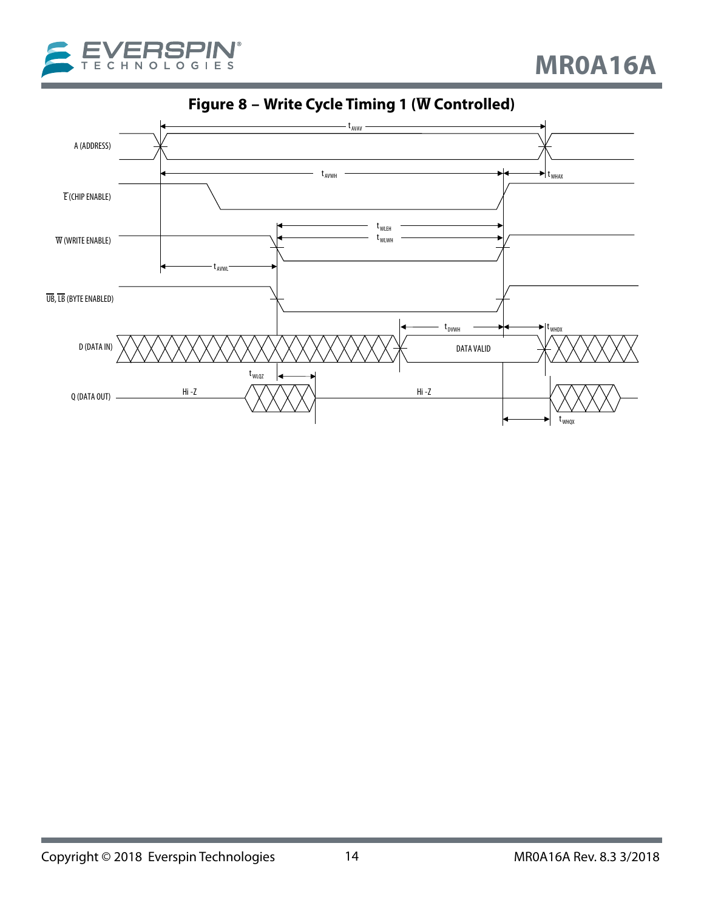## Figure 8 – Write Cycle Timing 1 ($\overline{W}$ Controlled)

A (ADDRESS)

$\overline{E}$ (CHIP ENABLE)

$\overline{W}$ (WRITE ENABLE)

$\overline{UB}$, $\overline{LB}$ (BYTE ENABLED)

D (DATA IN)

Q (DATA OUT)

$t_{AVAV}$

$t_{AVWH}$

$t_{WHAX}$

$t_{WLEH}$

$t_{WLWH}$

$t_{AVWL}$

$t_{DVWH}$

$t_{WHDX}$

DATA VALID

$t_{WLQZ}$

Hi -Z

Hi -Z

$t_{WHQX}$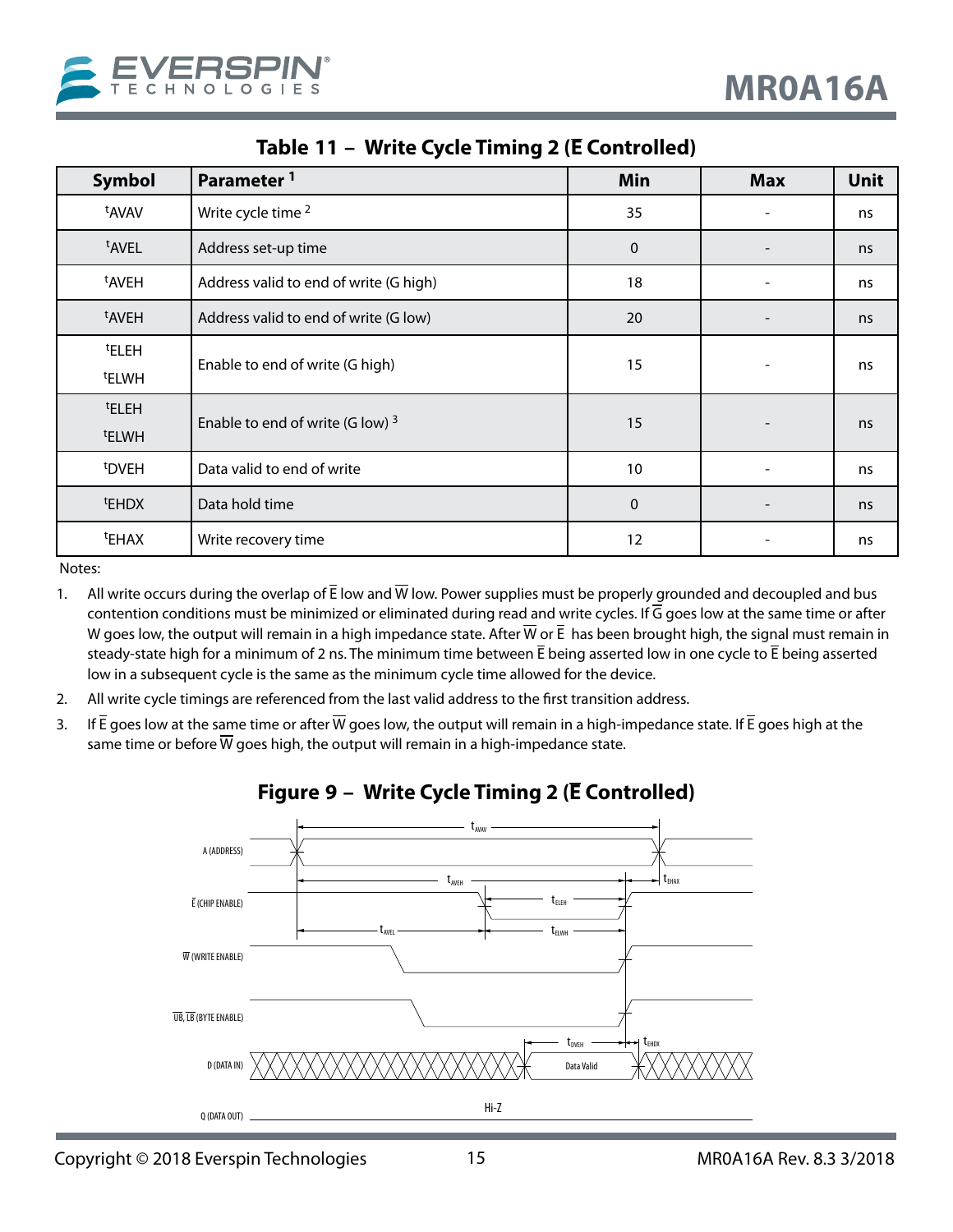## Table 11 – Write Cycle Timing 2 ($\overline{E}$ Controlled)

| Symbol | Parameter [1] | Min | Max | Unit |
|---|---|---|---|---|
| $t_{AVAV}$ | Write cycle time [2] | 35 | - | ns |
| $t_{AVEL}$ | Address set-up time | 0 | - | ns |
| $t_{AVEH}$ | Address valid to end of write (G high) | 18 | - | ns |
| $t_{AVEH}$ | Address valid to end of write (G low) | 20 | - | ns |
| $t_{ELEH}$ $t_{ELWH}$ | Enable to end of write (G high) | 15 | - | ns |
| $t_{ELEH}$ $t_{ELWH}$ | Enable to end of write (G low) [3] | 15 | - | ns |
| $t_{DVEH}$ | Data valid to end of write | 10 | - | ns |
| $t_{EHDX}$ | Data hold time | 0 | - | ns |
| $t_{EHAX}$ | Write recovery time | 12 | - | ns |

Notes:

1. All write occurs during the overlap of $\overline{E}$ low and $\overline{W}$ low. Power supplies must be properly grounded and decoupled and bus contention conditions must be minimized or eliminated during read and write cycles. If $\overline{G}$ goes low at the same time or after W goes low, the output will remain in a high impedance state. After $\overline{W}$ or $\overline{E}$ has been brought high, the signal must remain in steady-state high for a minimum of 2 ns. The minimum time between $\overline{E}$ being asserted low in one cycle to $\overline{E}$ being asserted low in a subsequent cycle is the same as the minimum cycle time allowed for the device.
2. All write cycle timings are referenced from the last valid address to the first transition address.
3. If $\overline{E}$ goes low at the same time or after $\overline{W}$ goes low, the output will remain in a high-impedance state. If $\overline{E}$ goes high at the same time or before $\overline{W}$ goes high, the output will remain in a high-impedance state.

## Figure 9 – Write Cycle Timing 2 ($\overline{E}$ Controlled)

A (ADDRESS)

$\overline{E}$ (CHIP ENABLE)

$\overline{W}$ (WRITE ENABLE)

$\overline{UB}$, $\overline{LB}$ (BYTE ENABLE)

D (DATA IN)

Q (DATA OUT)

$t_{AVAV}$ $t_{AVEH}$ $t_{EHAX}$ $t_{ELEH}$ $t_{AVEL}$ $t_{ELWH}$ $t_{DVEH}$ $t_{EHDX}$

Data Valid

Hi-Z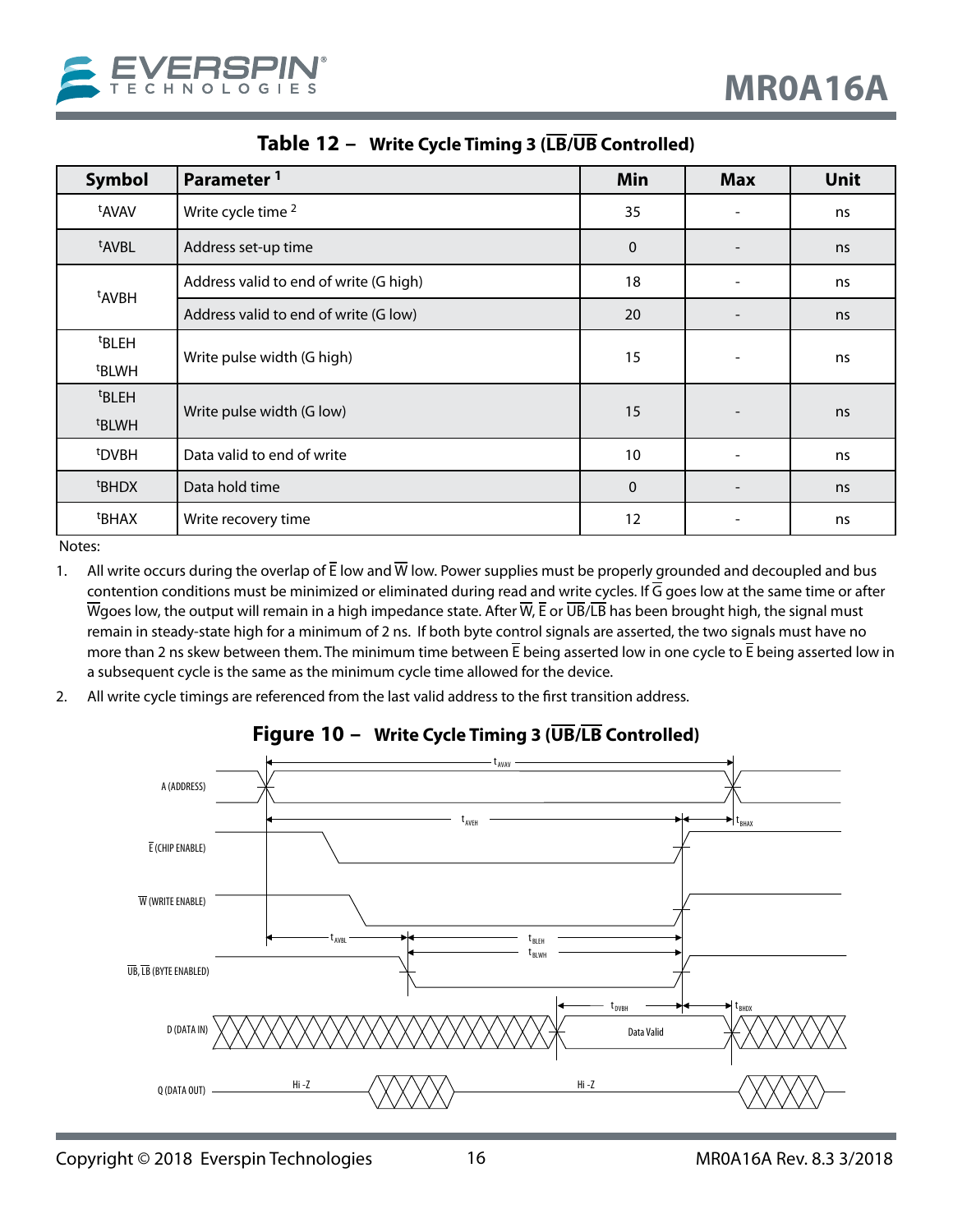## Table 12 – Write Cycle Timing 3 ($\overline{LB}$/$\overline{UB}$ Controlled)

| Symbol | Parameter [1] | Min | Max | Unit |
|---|---|---|---|---|
| $t_{AVAV}$ | Write cycle time [2] | 35 | - | ns |
| $t_{AVBL}$ | Address set-up time | 0 | - | ns |
| $t_{AVBH}$ | Address valid to end of write (G high) | 18 | - | ns |
| | Address valid to end of write (G low) | 20 | - | ns |
| $t_{BLEH}$ $t_{BLWH}$ | Write pulse width (G high) | 15 | - | ns |
| $t_{BLEH}$ $t_{BLWH}$ | Write pulse width (G low) | 15 | - | ns |
| $t_{DVBH}$ | Data valid to end of write | 10 | - | ns |
| $t_{BHDX}$ | Data hold time | 0 | - | ns |
| $t_{BHAX}$ | Write recovery time | 12 | - | ns |

Notes:

1. All write occurs during the overlap of $\overline{E}$ low and $\overline{W}$ low. Power supplies must be properly grounded and decoupled and bus contention conditions must be minimized or eliminated during read and write cycles. If $\overline{G}$ goes low at the same time or after $\overline{W}$goes low, the output will remain in a high impedance state. After $\overline{W}$, $\overline{E}$ or $\overline{UB}$/$\overline{LB}$ has been brought high, the signal must remain in steady-state high for a minimum of 2 ns. If both byte control signals are asserted, the two signals must have no more than 2 ns skew between them. The minimum time between $\overline{E}$ being asserted low in one cycle to $\overline{E}$ being asserted low in a subsequent cycle is the same as the minimum cycle time allowed for the device.
2. All write cycle timings are referenced from the last valid address to the first transition address.

## Figure 10 – Write Cycle Timing 3 ($\overline{UB}$/$\overline{LB}$ Controlled)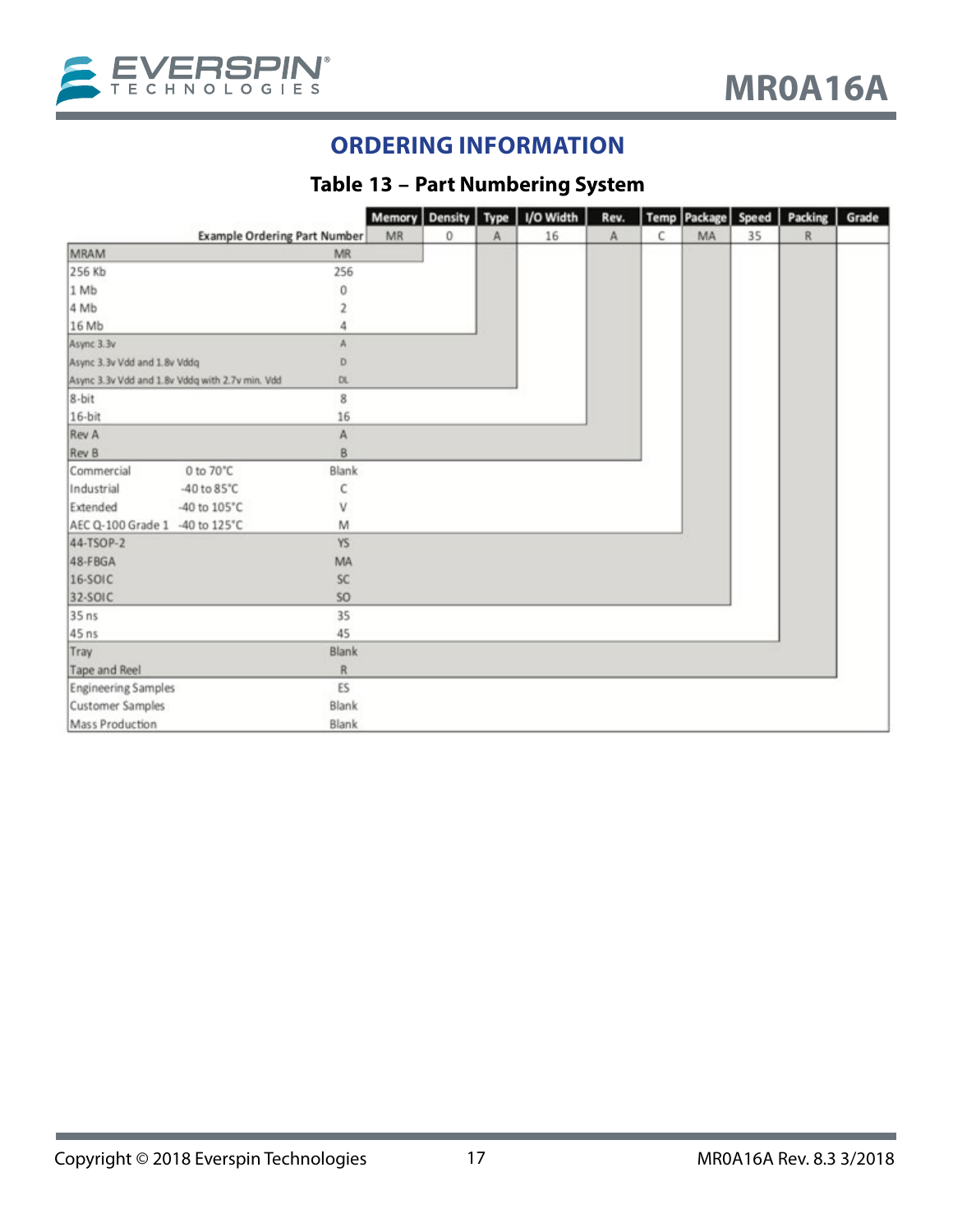## ORDERING INFORMATION

### Table 13 – Part Numbering System

| Example Ordering Part Number | | Memory | Density | Type | I/O Width | Rev. | Temp | Package | Speed | Packing | Grade |
|---|---|---|---|---|---|---|---|---|---|---|---|
| | | MR | 0 | A | 16 | A | C | MA | 35 | R | |
| MRAM | MR | | | | | | | | | | |
| 256 Kb | 256 | | | | | | | | | | |
| 1 Mb | 0 | | | | | | | | | | |
| 4 Mb | 2 | | | | | | | | | | |
| 16 Mb | 4 | | | | | | | | | | |
| Async 3.3v | A | | | | | | | | | | |
| Async 3.3v Vdd and 1.8v Vddq | D | | | | | | | | | | |
| Async 3.3v Vdd and 1.8v Vddq with 2.7v min. Vdd | DL | | | | | | | | | | |
| 8-bit | 8 | | | | | | | | | | |
| 16-bit | 16 | | | | | | | | | | |
| Rev A | A | | | | | | | | | | |
| Rev B | B | | | | | | | | | | |
| Commercial 0 to 70°C | Blank | | | | | | | | | | |
| Industrial -40 to 85°C | C | | | | | | | | | | |
| Extended -40 to 105°C | V | | | | | | | | | | |
| AEC Q-100 Grade 1 -40 to 125°C | M | | | | | | | | | | |
| 44-TSOP-2 | YS | | | | | | | | | | |
| 48-FBGA | MA | | | | | | | | | | |
| 16-SOIC | SC | | | | | | | | | | |
| 32-SOIC | SO | | | | | | | | | | |
| 35 ns | 35 | | | | | | | | | | |
| 45 ns | 45 | | | | | | | | | | |
| Tray | Blank | | | | | | | | | | |
| Tape and Reel | R | | | | | | | | | | |
| Engineering Samples | ES | | | | | | | | | | |
| Customer Samples | Blank | | | | | | | | | | |
| Mass Production | Blank | | | | | | | | | | |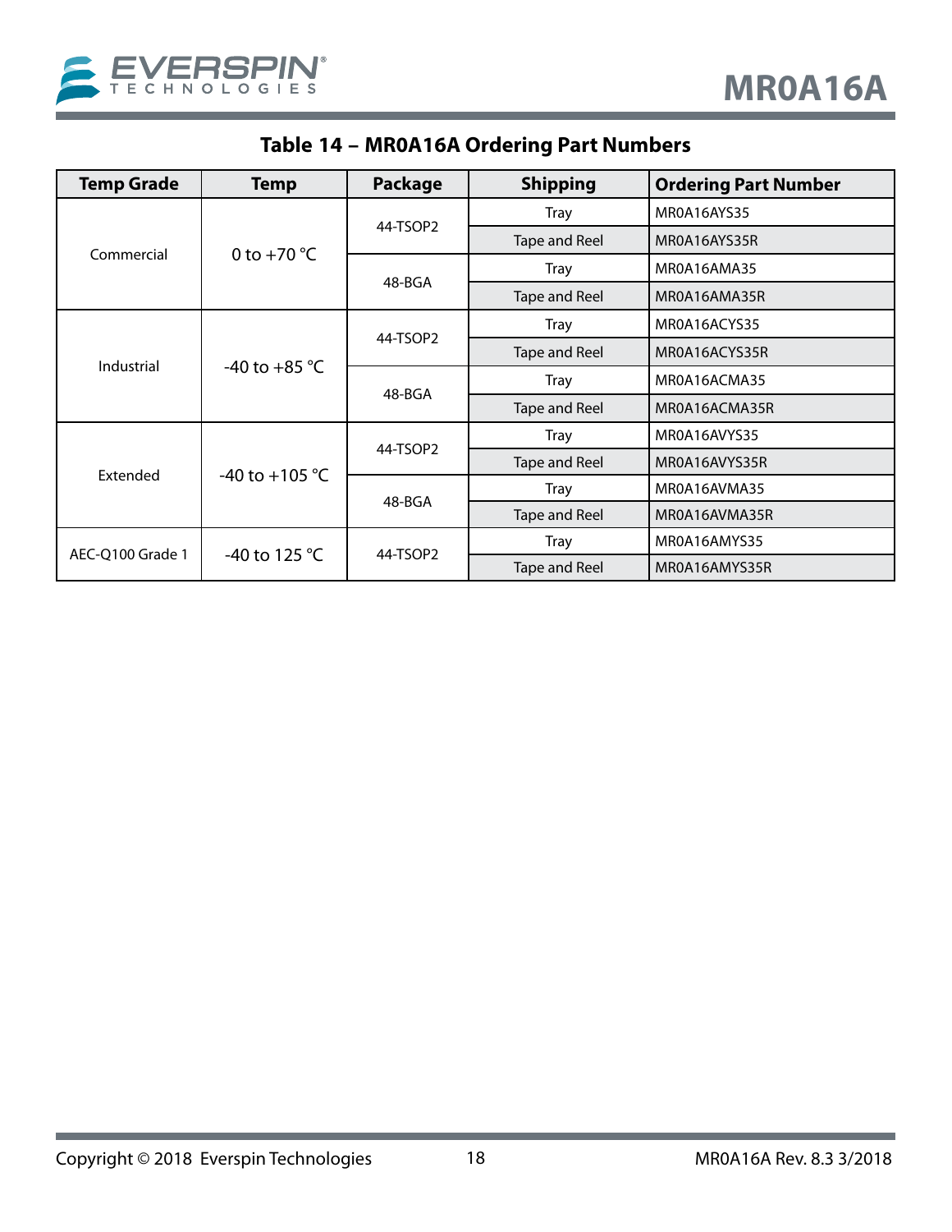## Table 14 – MR0A16A Ordering Part Numbers

| Temp Grade | Temp | Package | Shipping | Ordering Part Number |
|---|---|---|---|---|
| Commercial | 0 to +70 °C | 44-TSOP2 | Tray | MR0A16AYS35 |
| | | | Tape and Reel | MR0A16AYS35R |
| | | 48-BGA | Tray | MR0A16AMA35 |
| | | | Tape and Reel | MR0A16AMA35R |
| Industrial | -40 to +85 °C | 44-TSOP2 | Tray | MR0A16ACYS35 |
| | | | Tape and Reel | MR0A16ACYS35R |
| | | 48-BGA | Tray | MR0A16ACMA35 |
| | | | Tape and Reel | MR0A16ACMA35R |
| Extended | -40 to +105 °C | 44-TSOP2 | Tray | MR0A16AVYS35 |
| | | | Tape and Reel | MR0A16AVYS35R |
| | | 48-BGA | Tray | MR0A16AVMA35 |
| | | | Tape and Reel | MR0A16AVMA35R |
| AEC-Q100 Grade 1 | -40 to 125 °C | 44-TSOP2 | Tray | MR0A16AMYS35 |
| | | | Tape and Reel | MR0A16AMYS35R |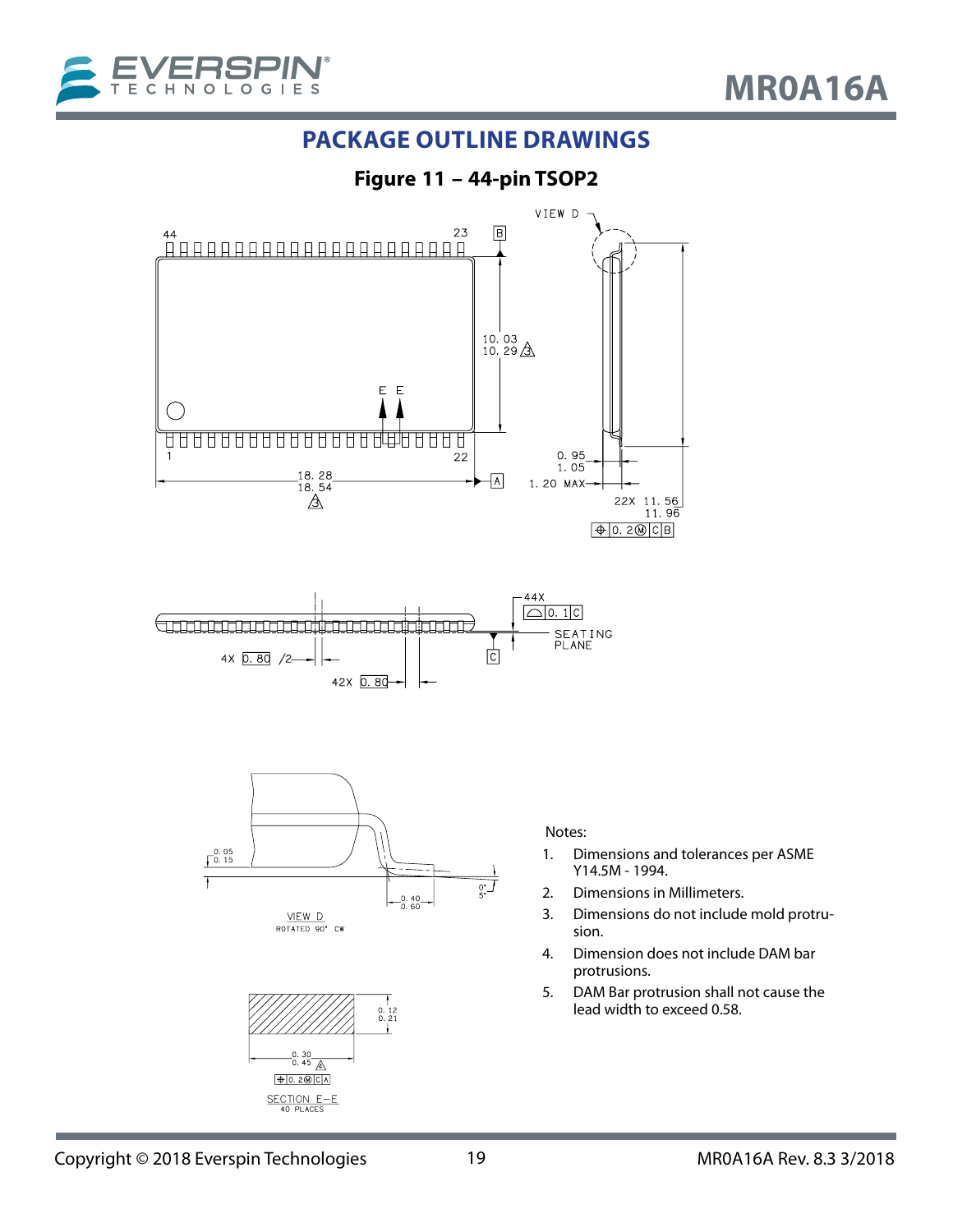## PACKAGE OUTLINE DRAWINGS

**Figure 11 – 44-pin TSOP2**

Notes:

1. Dimensions and tolerances per ASME Y14.5M - 1994.
2. Dimensions in Millimeters.
3. Dimensions do not include mold protrusion.
4. Dimension does not include DAM bar protrusions.
5. DAM Bar protrusion shall not cause the lead width to exceed 0.58.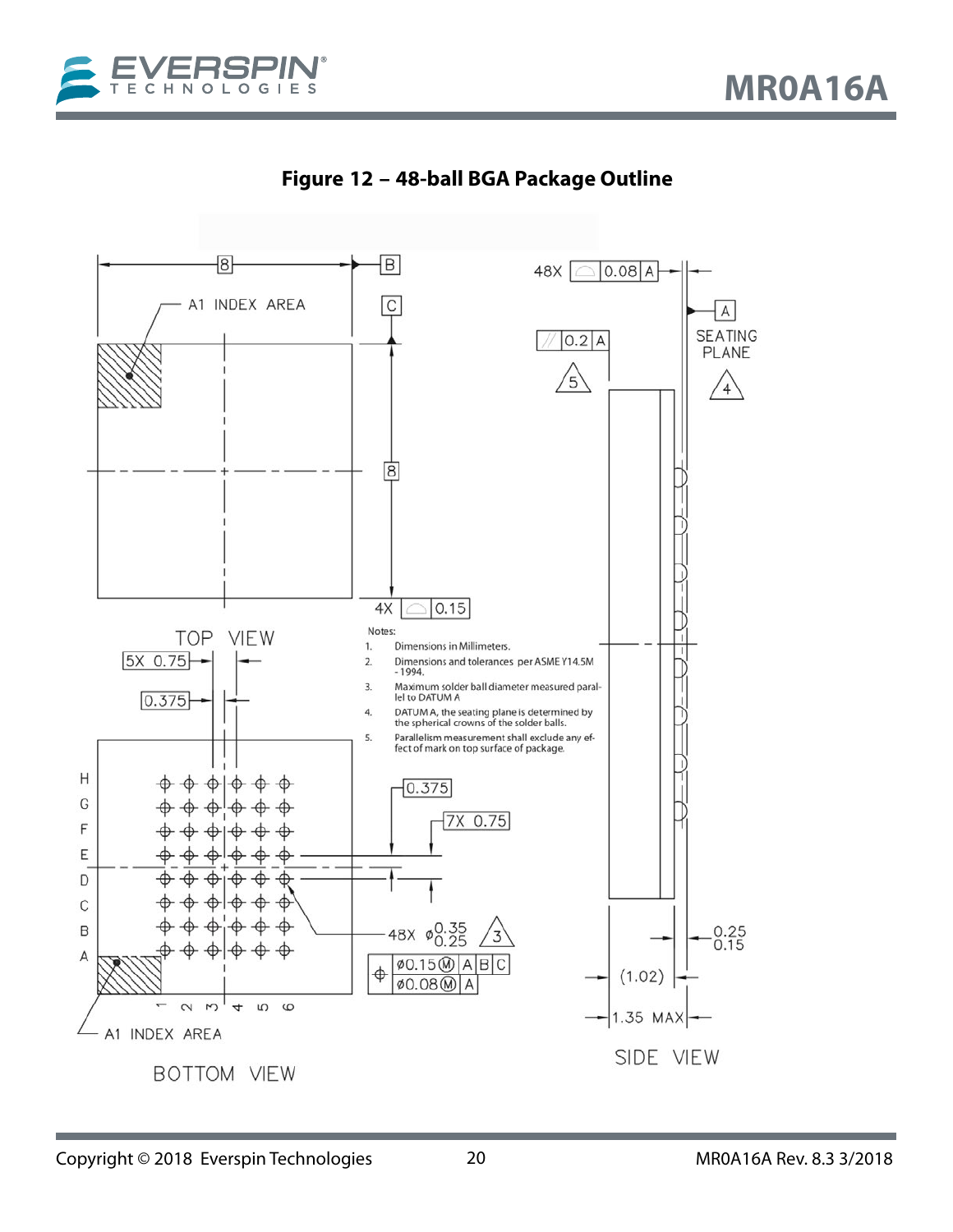**Figure 12 – 48-ball BGA Package Outline**

Notes:

1. Dimensions in Millimeters.
2. Dimensions and tolerances per ASME Y14.5M - 1994.
3. Maximum solder ball diameter measured parallel to DATUM A
4. DATUM A, the seating plane is determined by the spherical crowns of the solder balls.
5. Parallelism measurement shall exclude any effect of mark on top surface of package.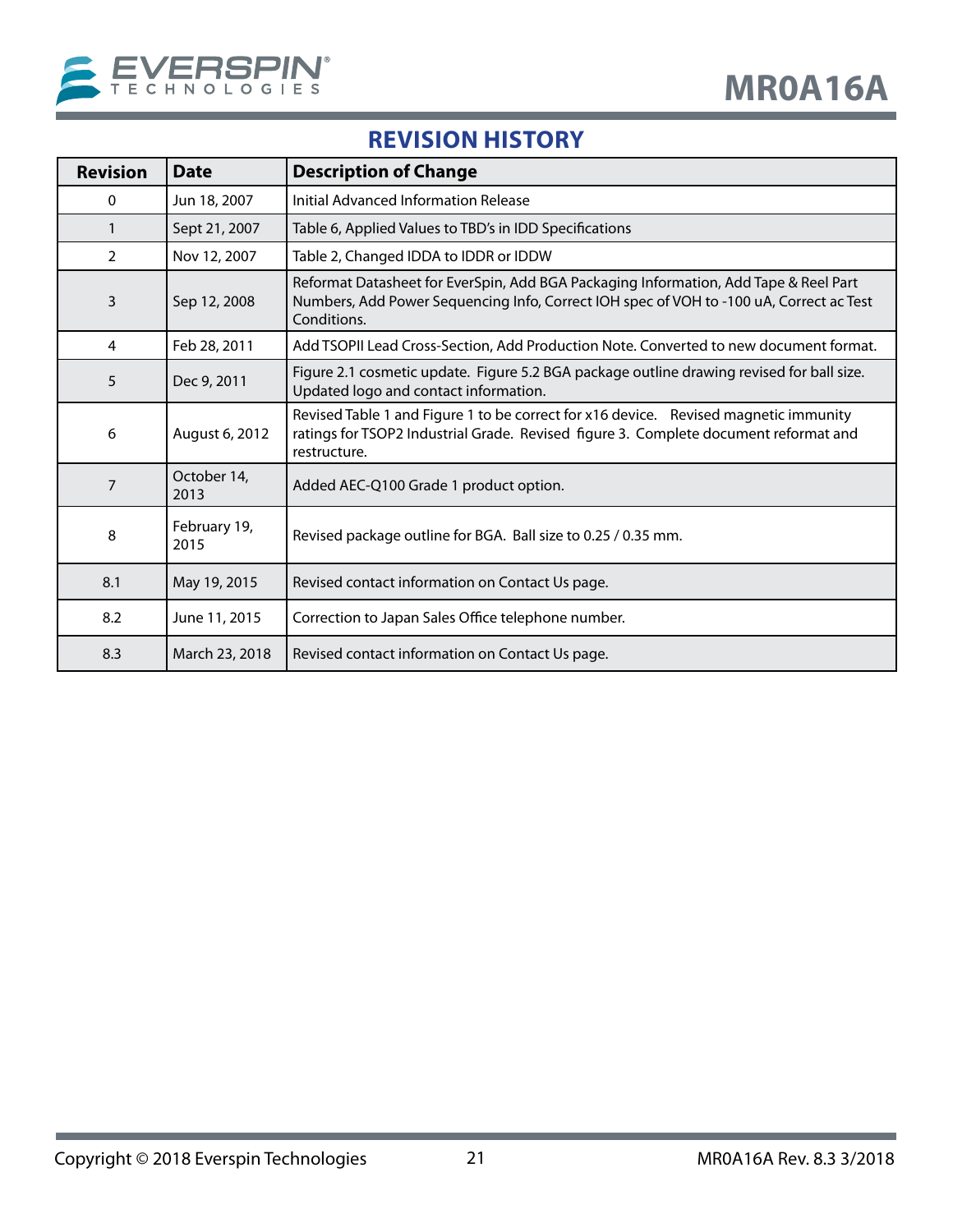## REVISION HISTORY

| Revision | Date | Description of Change |
|---|---|---|
| 0 | Jun 18, 2007 | Initial Advanced Information Release |
| 1 | Sept 21, 2007 | Table 6, Applied Values to TBD's in IDD Specifications |
| 2 | Nov 12, 2007 | Table 2, Changed IDDA to IDDR or IDDW |
| 3 | Sep 12, 2008 | Reformat Datasheet for EverSpin, Add BGA Packaging Information, Add Tape & Reel Part Numbers, Add Power Sequencing Info, Correct IOH spec of VOH to -100 uA, Correct ac Test Conditions. |
| 4 | Feb 28, 2011 | Add TSOPII Lead Cross-Section, Add Production Note. Converted to new document format. |
| 5 | Dec 9, 2011 | Figure 2.1 cosmetic update. Figure 5.2 BGA package outline drawing revised for ball size. Updated logo and contact information. |
| 6 | August 6, 2012 | Revised Table 1 and Figure 1 to be correct for x16 device. Revised magnetic immunity ratings for TSOP2 Industrial Grade. Revised figure 3. Complete document reformat and restructure. |
| 7 | October 14, 2013 | Added AEC-Q100 Grade 1 product option. |
| 8 | February 19, 2015 | Revised package outline for BGA. Ball size to 0.25 / 0.35 mm. |
| 8.1 | May 19, 2015 | Revised contact information on Contact Us page. |
| 8.2 | June 11, 2015 | Correction to Japan Sales Office telephone number. |
| 8.3 | March 23, 2018 | Revised contact information on Contact Us page. |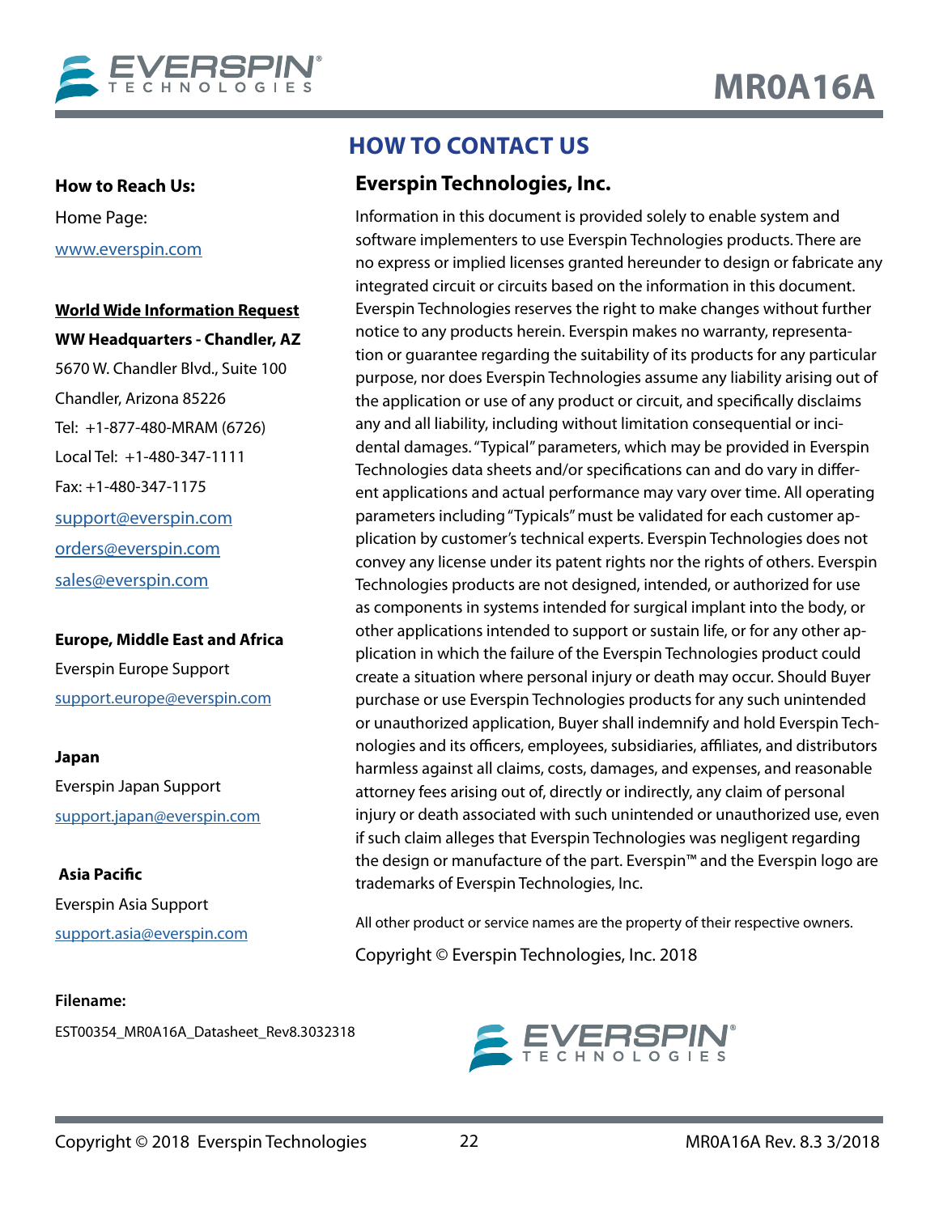## HOW TO CONTACT US

**How to Reach Us:**

Home Page:

www.everspin.com

**World Wide Information Request**

**WW Headquarters - Chandler, AZ**

5670 W. Chandler Blvd., Suite 100

Chandler, Arizona 85226

Tel: +1-877-480-MRAM (6726)

Local Tel: +1-480-347-1111

Fax: +1-480-347-1175

support@everspin.com

orders@everspin.com

sales@everspin.com

**Europe, Middle East and Africa**

Everspin Europe Support

support.europe@everspin.com

**Japan**

Everspin Japan Support

support.japan@everspin.com

**Asia Pacific**

Everspin Asia Support

support.asia@everspin.com

**Filename:**

EST00354_MR0A16A_Datasheet_Rev8.3032318

### Everspin Technologies, Inc.

Information in this document is provided solely to enable system and software implementers to use Everspin Technologies products. There are no express or implied licenses granted hereunder to design or fabricate any integrated circuit or circuits based on the information in this document. Everspin Technologies reserves the right to make changes without further notice to any products herein. Everspin makes no warranty, representation or guarantee regarding the suitability of its products for any particular purpose, nor does Everspin Technologies assume any liability arising out of the application or use of any product or circuit, and specifically disclaims any and all liability, including without limitation consequential or incidental damages. "Typical" parameters, which may be provided in Everspin Technologies data sheets and/or specifications can and do vary in different applications and actual performance may vary over time. All operating parameters including "Typicals" must be validated for each customer application by customer's technical experts. Everspin Technologies does not convey any license under its patent rights nor the rights of others. Everspin Technologies products are not designed, intended, or authorized for use as components in systems intended for surgical implant into the body, or other applications intended to support or sustain life, or for any other application in which the failure of the Everspin Technologies product could create a situation where personal injury or death may occur. Should Buyer purchase or use Everspin Technologies products for any such unintended or unauthorized application, Buyer shall indemnify and hold Everspin Technologies and its officers, employees, subsidiaries, affiliates, and distributors harmless against all claims, costs, damages, and expenses, and reasonable attorney fees arising out of, directly or indirectly, any claim of personal injury or death associated with such unintended or unauthorized use, even if such claim alleges that Everspin Technologies was negligent regarding the design or manufacture of the part. Everspin™ and the Everspin logo are trademarks of Everspin Technologies, Inc.

All other product or service names are the property of their respective owners.

Copyright © Everspin Technologies, Inc. 2018